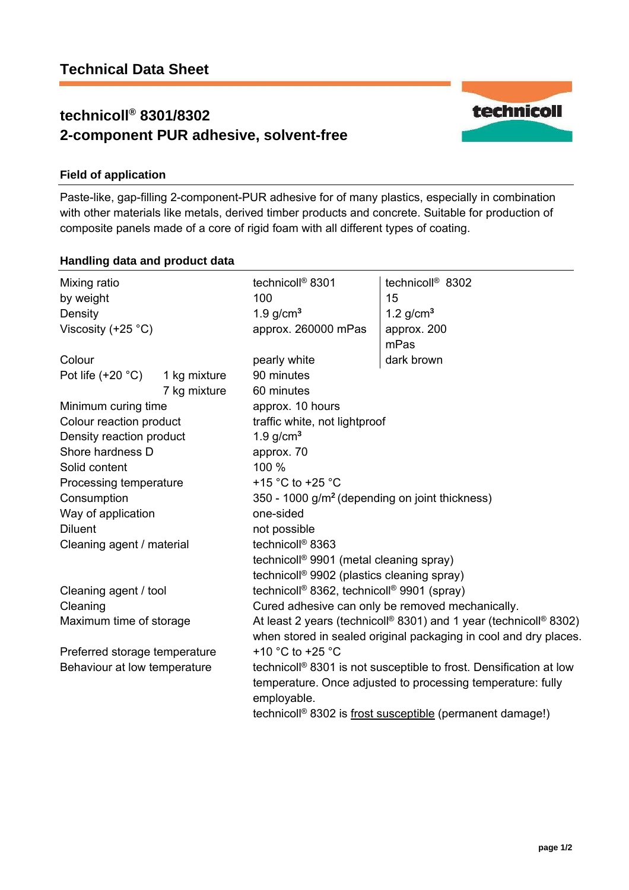# Technical Data Sheet

## technicoll® 8301/8302
## 2-component PUR adhesive, solvent-free

### Field of application

Paste-like, gap-filling 2-component-PUR adhesive for of many plastics, especially in combination with other materials like metals, derived timber products and concrete. Suitable for production of composite panels made of a core of rigid foam with all different types of coating.

### Handling data and product data

| | | |
|---|---|---|
| Mixing ratio | technicoll® 8301 | technicoll® 8302 |
| by weight | 100 | 15 |
| Density | 1.9 g/cm³ | 1.2 g/cm³ |
| Viscosity (+25 °C) | approx. 260000 mPas | approx. 200 mPas |
| Colour | pearly white | dark brown |
| Pot life (+20 °C) 1 kg mixture | 90 minutes | |
| 7 kg mixture | 60 minutes | |
| Minimum curing time | approx. 10 hours | |
| Colour reaction product | traffic white, not lightproof | |
| Density reaction product | 1.9 g/cm³ | |
| Shore hardness D | approx. 70 | |
| Solid content | 100 % | |
| Processing temperature | +15 °C to +25 °C | |
| Consumption | 350 - 1000 g/m² (depending on joint thickness) | |
| Way of application | one-sided | |
| Diluent | not possible | |
| Cleaning agent / material | technicoll® 8363<br>technicoll® 9901 (metal cleaning spray)<br>technicoll® 9902 (plastics cleaning spray) | |
| Cleaning agent / tool | technicoll® 8362, technicoll® 9901 (spray) | |
| Cleaning | Cured adhesive can only be removed mechanically. | |
| Maximum time of storage | At least 2 years (technicoll® 8301) and 1 year (technicoll® 8302) when stored in sealed original packaging in cool and dry places. | |
| Preferred storage temperature | +10 °C to +25 °C | |
| Behaviour at low temperature | technicoll® 8301 is not susceptible to frost. Densification at low temperature. Once adjusted to processing temperature: fully employable.<br>technicoll® 8302 is frost susceptible (permanent damage!) | |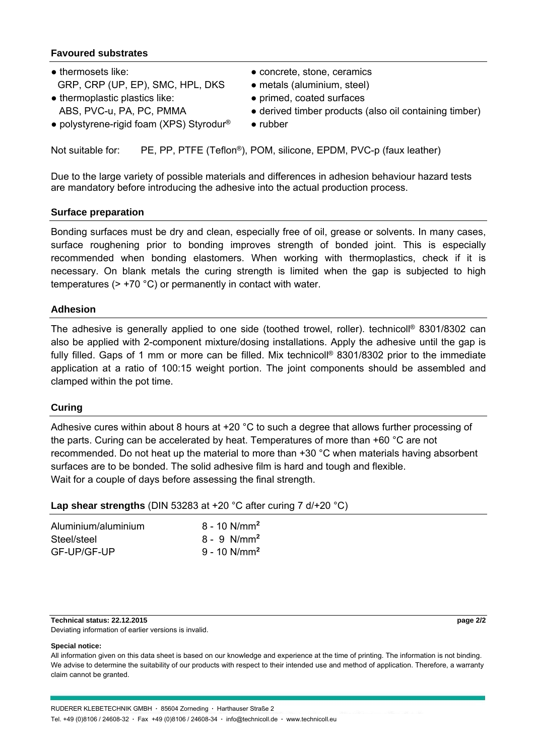## Favoured substrates

- thermosets like: GRP, CRP (UP, EP), SMC, HPL, DKS
- thermoplastic plastics like: ABS, PVC-u, PA, PC, PMMA
- polystyrene-rigid foam (XPS) Styrodur®
- concrete, stone, ceramics
- metals (aluminium, steel)
- primed, coated surfaces
- derived timber products (also oil containing timber)
- rubber

Not suitable for: PE, PP, PTFE (Teflon®), POM, silicone, EPDM, PVC-p (faux leather)

Due to the large variety of possible materials and differences in adhesion behaviour hazard tests are mandatory before introducing the adhesive into the actual production process.

## Surface preparation

Bonding surfaces must be dry and clean, especially free of oil, grease or solvents. In many cases, surface roughening prior to bonding improves strength of bonded joint. This is especially recommended when bonding elastomers. When working with thermoplastics, check if it is necessary. On blank metals the curing strength is limited when the gap is subjected to high temperatures (> +70 °C) or permanently in contact with water.

## Adhesion

The adhesive is generally applied to one side (toothed trowel, roller). technicoll® 8301/8302 can also be applied with 2-component mixture/dosing installations. Apply the adhesive until the gap is fully filled. Gaps of 1 mm or more can be filled. Mix technicoll® 8301/8302 prior to the immediate application at a ratio of 100:15 weight portion. The joint components should be assembled and clamped within the pot time.

## Curing

Adhesive cures within about 8 hours at +20 °C to such a degree that allows further processing of the parts. Curing can be accelerated by heat. Temperatures of more than +60 °C are not recommended. Do not heat up the material to more than +30 °C when materials having absorbent surfaces are to be bonded. The solid adhesive film is hard and tough and flexible.
Wait for a couple of days before assessing the final strength.

## Lap shear strengths (DIN 53283 at +20 °C after curing 7 d/+20 °C)

| | |
|---|---|
| Aluminium/aluminium | 8 - 10 N/mm² |
| Steel/steel | 8 - 9 N/mm² |
| GF-UP/GF-UP | 9 - 10 N/mm² |

**Technical status: 22.12.2015**
Deviating information of earlier versions is invalid.

**Special notice:**
All information given on this data sheet is based on our knowledge and experience at the time of printing. The information is not binding. We advise to determine the suitability of our products with respect to their intended use and method of application. Therefore, a warranty claim cannot be granted.

RUDERER KLEBETECHNIK GMBH · 85604 Zorneding · Harthauser Straße 2
Tel. +49 (0)8106 / 24608-32 · Fax +49 (0)8106 / 24608-34 · info@technicoll.de · www.technicoll.eu